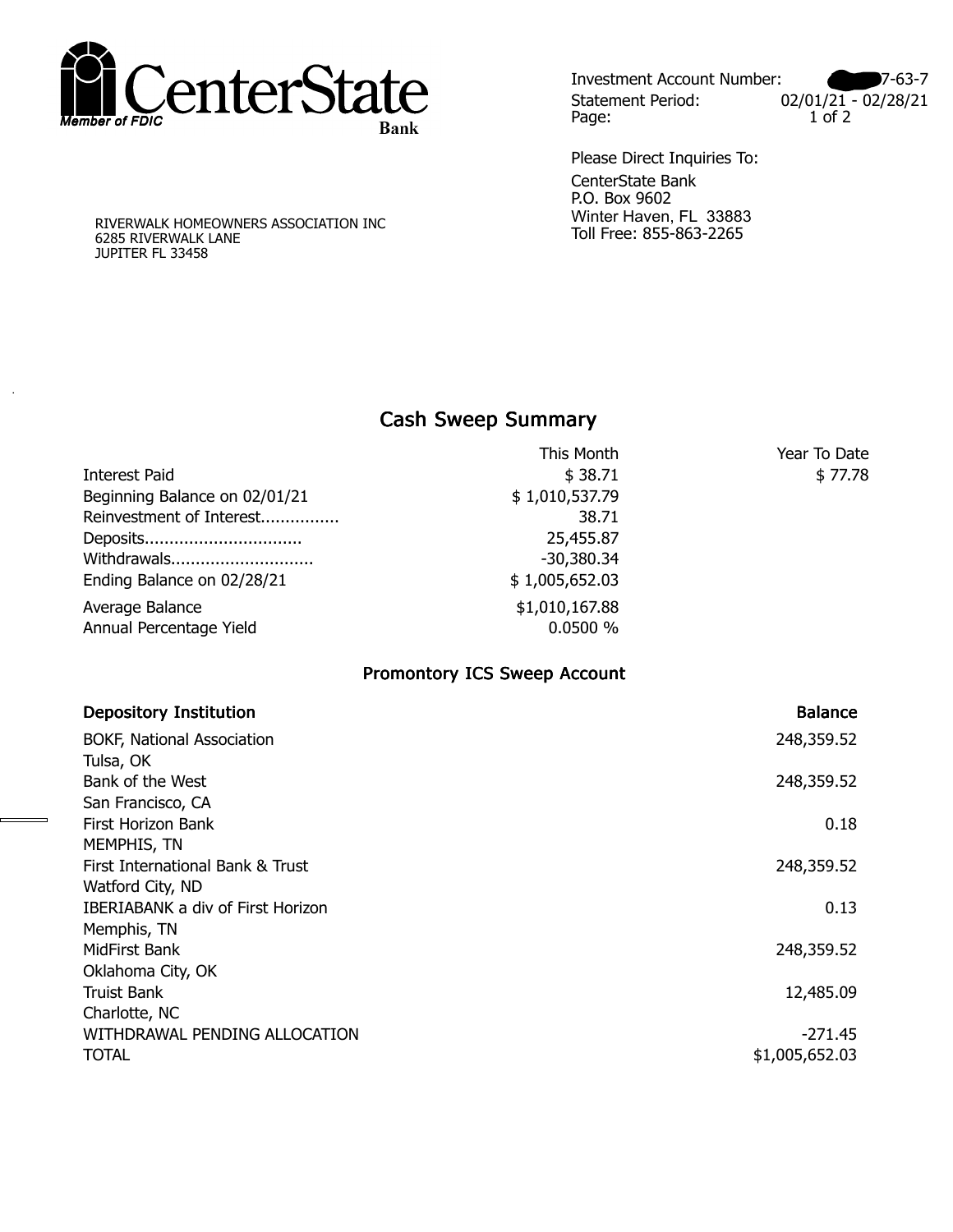**CenterState Bank**
*Member of FDIC*

Investment Account Number: ■■■7-63-7
Statement Period: 02/01/21 - 02/28/21

Please Direct Inquiries To:
CenterState Bank
P.O. Box 9602
Winter Haven, FL 33883
Toll Free: 855-863-2265

RIVERWALK HOMEOWNERS ASSOCIATION INC
6285 RIVERWALK LANE
JUPITER FL 33458

## Cash Sweep Summary

| | This Month | Year To Date |
|---|---|---|
| Interest Paid | $ 38.71 | $ 77.78 |
| Beginning Balance on 02/01/21 | $ 1,010,537.79 | |
| Reinvestment of Interest............... | 38.71 | |
| Deposits............................... | 25,455.87 | |
| Withdrawals............................ | -30,380.34 | |
| Ending Balance on 02/28/21 | $ 1,005,652.03 | |
| Average Balance | $1,010,167.88 | |
| Annual Percentage Yield | 0.0500 % | |

## Promontory ICS Sweep Account

| Depository Institution | Balance |
|---|---|
| BOKF, National Association<br>Tulsa, OK | 248,359.52 |
| Bank of the West<br>San Francisco, CA | 248,359.52 |
| First Horizon Bank<br>MEMPHIS, TN | 0.18 |
| First International Bank & Trust<br>Watford City, ND | 248,359.52 |
| IBERIABANK a div of First Horizon<br>Memphis, TN | 0.13 |
| MidFirst Bank<br>Oklahoma City, OK | 248,359.52 |
| Truist Bank<br>Charlotte, NC | 12,485.09 |
| WITHDRAWAL PENDING ALLOCATION | -271.45 |
| TOTAL | $1,005,652.03 |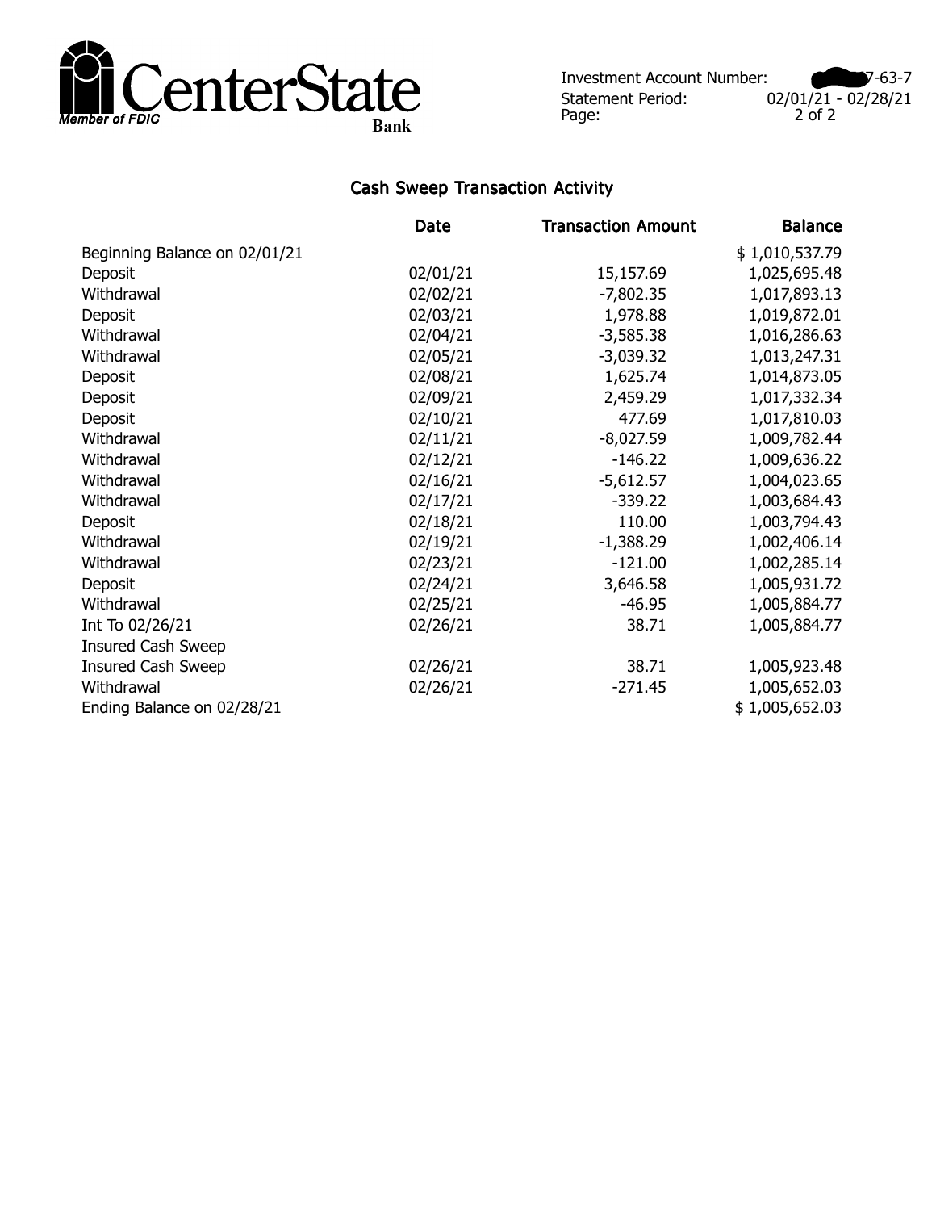CenterState Bank
*Member of FDIC*

Investment Account Number: ████7-63-7
Statement Period: 02/01/21 - 02/28/21

## Cash Sweep Transaction Activity

| | Date | Transaction Amount | Balance |
|---|---|---|---|
| Beginning Balance on 02/01/21 | | | $ 1,010,537.79 |
| Deposit | 02/01/21 | 15,157.69 | 1,025,695.48 |
| Withdrawal | 02/02/21 | -7,802.35 | 1,017,893.13 |
| Deposit | 02/03/21 | 1,978.88 | 1,019,872.01 |
| Withdrawal | 02/04/21 | -3,585.38 | 1,016,286.63 |
| Withdrawal | 02/05/21 | -3,039.32 | 1,013,247.31 |
| Deposit | 02/08/21 | 1,625.74 | 1,014,873.05 |
| Deposit | 02/09/21 | 2,459.29 | 1,017,332.34 |
| Deposit | 02/10/21 | 477.69 | 1,017,810.03 |
| Withdrawal | 02/11/21 | -8,027.59 | 1,009,782.44 |
| Withdrawal | 02/12/21 | -146.22 | 1,009,636.22 |
| Withdrawal | 02/16/21 | -5,612.57 | 1,004,023.65 |
| Withdrawal | 02/17/21 | -339.22 | 1,003,684.43 |
| Deposit | 02/18/21 | 110.00 | 1,003,794.43 |
| Withdrawal | 02/19/21 | -1,388.29 | 1,002,406.14 |
| Withdrawal | 02/23/21 | -121.00 | 1,002,285.14 |
| Deposit | 02/24/21 | 3,646.58 | 1,005,931.72 |
| Withdrawal | 02/25/21 | -46.95 | 1,005,884.77 |
| Int To 02/26/21 Insured Cash Sweep | 02/26/21 | 38.71 | 1,005,884.77 |
| Insured Cash Sweep | 02/26/21 | 38.71 | 1,005,923.48 |
| Withdrawal | 02/26/21 | -271.45 | 1,005,652.03 |
| Ending Balance on 02/28/21 | | | $ 1,005,652.03 |